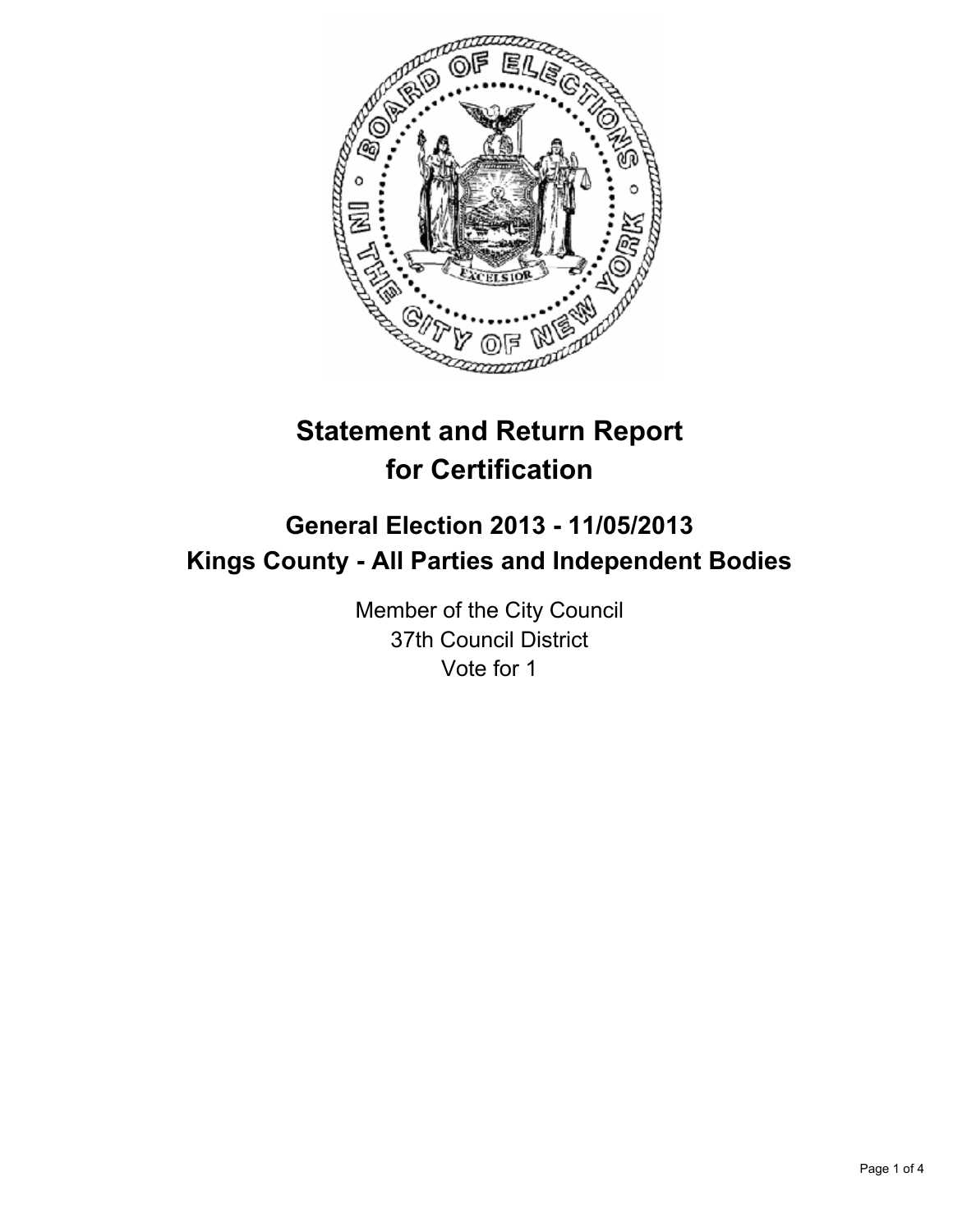# Statement and Return Report for Certification

## General Election 2013 - 11/05/2013
## Kings County - All Parties and Independent Bodies

Member of the City Council
37th Council District
Vote for 1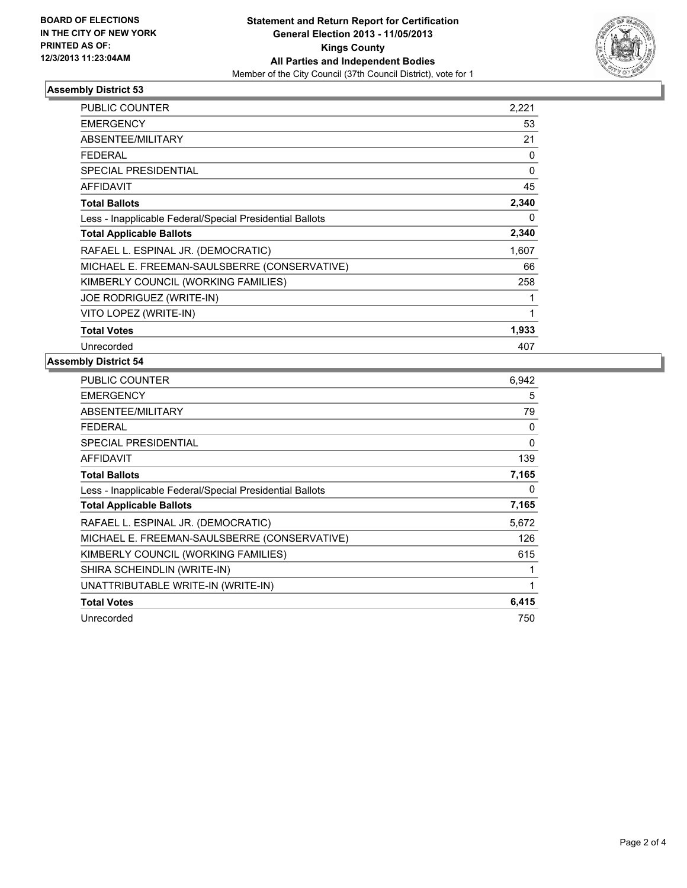**BOARD OF ELECTIONS IN THE CITY OF NEW YORK PRINTED AS OF: 12/3/2013 11:23:04AM**

**Statement and Return Report for Certification**
**General Election 2013 - 11/05/2013**
**Kings County**
**All Parties and Independent Bodies**
Member of the City Council (37th Council District), vote for 1

### Assembly District 53

| | |
|---|---|
| PUBLIC COUNTER | 2,221 |
| EMERGENCY | 53 |
| ABSENTEE/MILITARY | 21 |
| FEDERAL | 0 |
| SPECIAL PRESIDENTIAL | 0 |
| AFFIDAVIT | 45 |
| **Total Ballots** | **2,340** |
| Less - Inapplicable Federal/Special Presidential Ballots | 0 |
| **Total Applicable Ballots** | **2,340** |
| RAFAEL L. ESPINAL JR. (DEMOCRATIC) | 1,607 |
| MICHAEL E. FREEMAN-SAULSBERRE (CONSERVATIVE) | 66 |
| KIMBERLY COUNCIL (WORKING FAMILIES) | 258 |
| JOE RODRIGUEZ (WRITE-IN) | 1 |
| VITO LOPEZ (WRITE-IN) | 1 |
| **Total Votes** | **1,933** |
| Unrecorded | 407 |

### Assembly District 54

| | |
|---|---|
| PUBLIC COUNTER | 6,942 |
| EMERGENCY | 5 |
| ABSENTEE/MILITARY | 79 |
| FEDERAL | 0 |
| SPECIAL PRESIDENTIAL | 0 |
| AFFIDAVIT | 139 |
| **Total Ballots** | **7,165** |
| Less - Inapplicable Federal/Special Presidential Ballots | 0 |
| **Total Applicable Ballots** | **7,165** |
| RAFAEL L. ESPINAL JR. (DEMOCRATIC) | 5,672 |
| MICHAEL E. FREEMAN-SAULSBERRE (CONSERVATIVE) | 126 |
| KIMBERLY COUNCIL (WORKING FAMILIES) | 615 |
| SHIRA SCHEINDLIN (WRITE-IN) | 1 |
| UNATTRIBUTABLE WRITE-IN (WRITE-IN) | 1 |
| **Total Votes** | **6,415** |
| Unrecorded | 750 |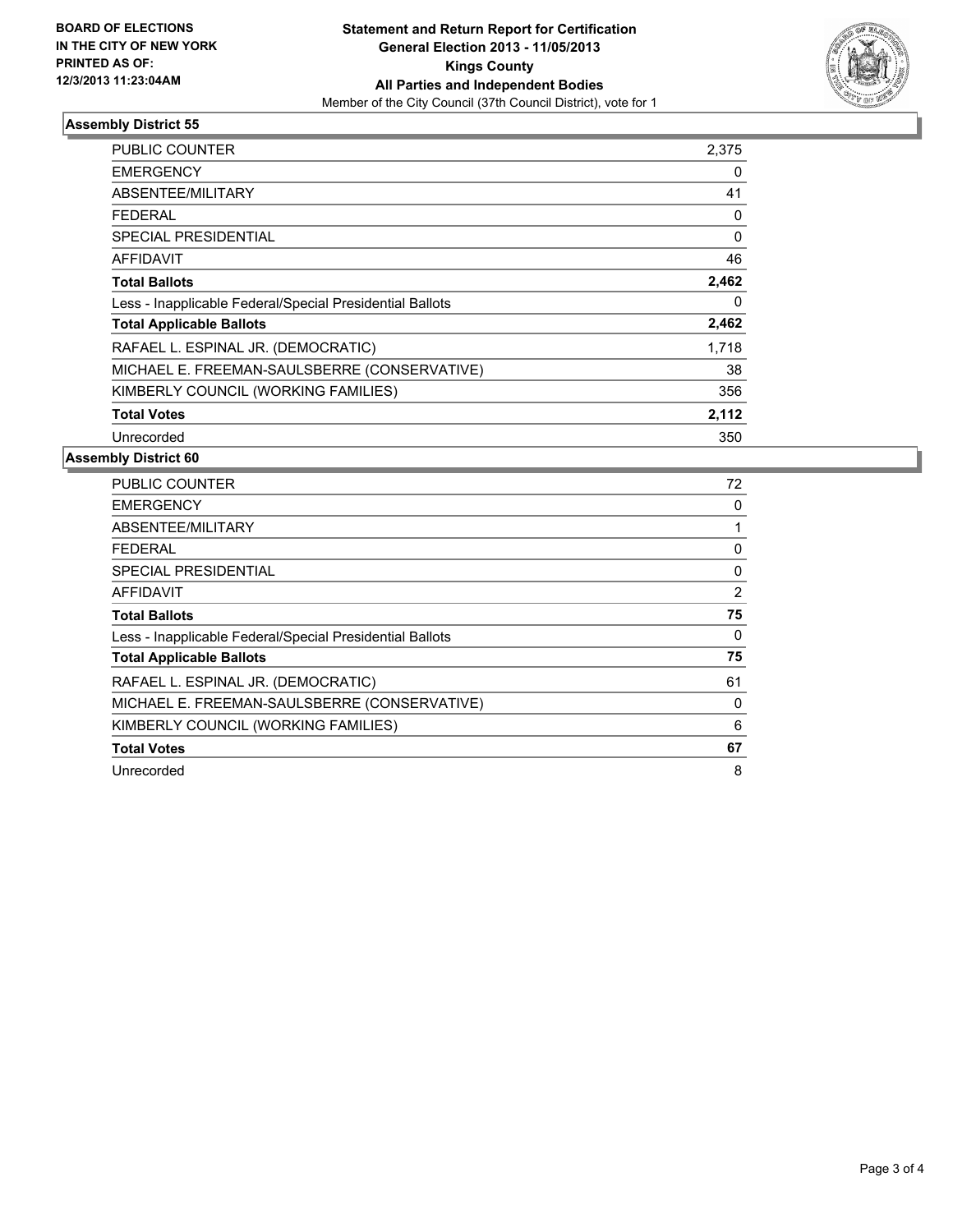BOARD OF ELECTIONS
IN THE CITY OF NEW YORK
PRINTED AS OF:
12/3/2013 11:23:04AM

**Statement and Return Report for Certification**
**General Election 2013 - 11/05/2013**
**Kings County**
**All Parties and Independent Bodies**
Member of the City Council (37th Council District), vote for 1

## Assembly District 55

| | |
|---|---|
| PUBLIC COUNTER | 2,375 |
| EMERGENCY | 0 |
| ABSENTEE/MILITARY | 41 |
| FEDERAL | 0 |
| SPECIAL PRESIDENTIAL | 0 |
| AFFIDAVIT | 46 |
| **Total Ballots** | **2,462** |
| Less - Inapplicable Federal/Special Presidential Ballots | 0 |
| **Total Applicable Ballots** | **2,462** |
| RAFAEL L. ESPINAL JR. (DEMOCRATIC) | 1,718 |
| MICHAEL E. FREEMAN-SAULSBERRE (CONSERVATIVE) | 38 |
| KIMBERLY COUNCIL (WORKING FAMILIES) | 356 |
| **Total Votes** | **2,112** |
| Unrecorded | 350 |

## Assembly District 60

| | |
|---|---|
| PUBLIC COUNTER | 72 |
| EMERGENCY | 0 |
| ABSENTEE/MILITARY | 1 |
| FEDERAL | 0 |
| SPECIAL PRESIDENTIAL | 0 |
| AFFIDAVIT | 2 |
| **Total Ballots** | **75** |
| Less - Inapplicable Federal/Special Presidential Ballots | 0 |
| **Total Applicable Ballots** | **75** |
| RAFAEL L. ESPINAL JR. (DEMOCRATIC) | 61 |
| MICHAEL E. FREEMAN-SAULSBERRE (CONSERVATIVE) | 0 |
| KIMBERLY COUNCIL (WORKING FAMILIES) | 6 |
| **Total Votes** | **67** |
| Unrecorded | 8 |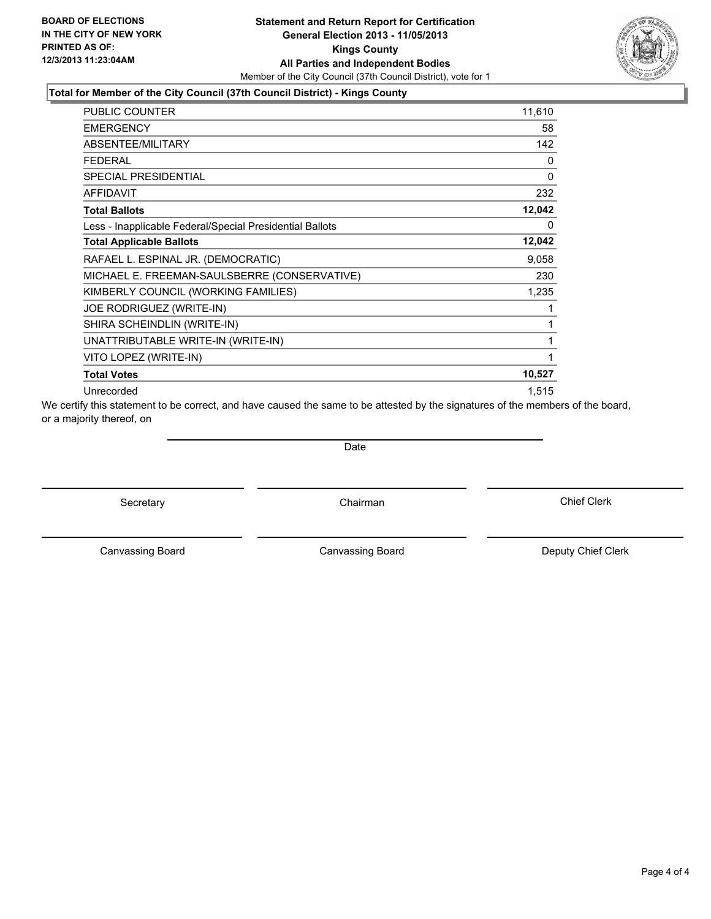**BOARD OF ELECTIONS IN THE CITY OF NEW YORK PRINTED AS OF: 12/3/2013 11:23:04AM**

**Statement and Return Report for Certification General Election 2013 - 11/05/2013 Kings County All Parties and Independent Bodies**

Member of the City Council (37th Council District), vote for 1

**Total for Member of the City Council (37th Council District) - Kings County**

| | |
|---|---|
| PUBLIC COUNTER | 11,610 |
| EMERGENCY | 58 |
| ABSENTEE/MILITARY | 142 |
| FEDERAL | 0 |
| SPECIAL PRESIDENTIAL | 0 |
| AFFIDAVIT | 232 |
| **Total Ballots** | **12,042** |
| Less - Inapplicable Federal/Special Presidential Ballots | 0 |
| **Total Applicable Ballots** | **12,042** |
| RAFAEL L. ESPINAL JR. (DEMOCRATIC) | 9,058 |
| MICHAEL E. FREEMAN-SAULSBERRE (CONSERVATIVE) | 230 |
| KIMBERLY COUNCIL (WORKING FAMILIES) | 1,235 |
| JOE RODRIGUEZ (WRITE-IN) | 1 |
| SHIRA SCHEINDLIN (WRITE-IN) | 1 |
| UNATTRIBUTABLE WRITE-IN (WRITE-IN) | 1 |
| VITO LOPEZ (WRITE-IN) | 1 |
| **Total Votes** | **10,527** |
| Unrecorded | 1,515 |

We certify this statement to be correct, and have caused the same to be attested by the signatures of the members of the board, or a majority thereof, on

Date

Secretary Chairman Chief Clerk

Canvassing Board Canvassing Board Deputy Chief Clerk